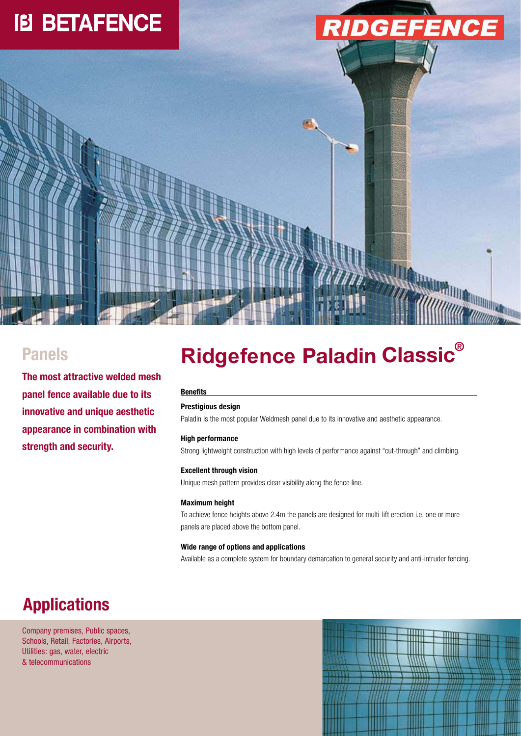# BETAFENCE

# RIDGEFENCE

## Panels

**The most attractive welded mesh panel fence available due to its innovative and unique aesthetic appearance in combination with strength and security.**

# Ridgefence Paladin Classic®

**Benefits**

**Prestigious design**

Paladin is the most popular Weldmesh panel due to its innovative and aesthetic appearance.

**High performance**

Strong lightweight construction with high levels of performance against "cut-through" and climbing.

**Excellent through vision**

Unique mesh pattern provides clear visibility along the fence line.

**Maximum height**

To achieve fence heights above 2.4m the panels are designed for multi-lift erection i.e. one or more panels are placed above the bottom panel.

**Wide range of options and applications**

Available as a complete system for boundary demarcation to general security and anti-intruder fencing.

## Applications

Company premises, Public spaces, Schools, Retail, Factories, Airports, Utilities: gas, water, electric & telecommunications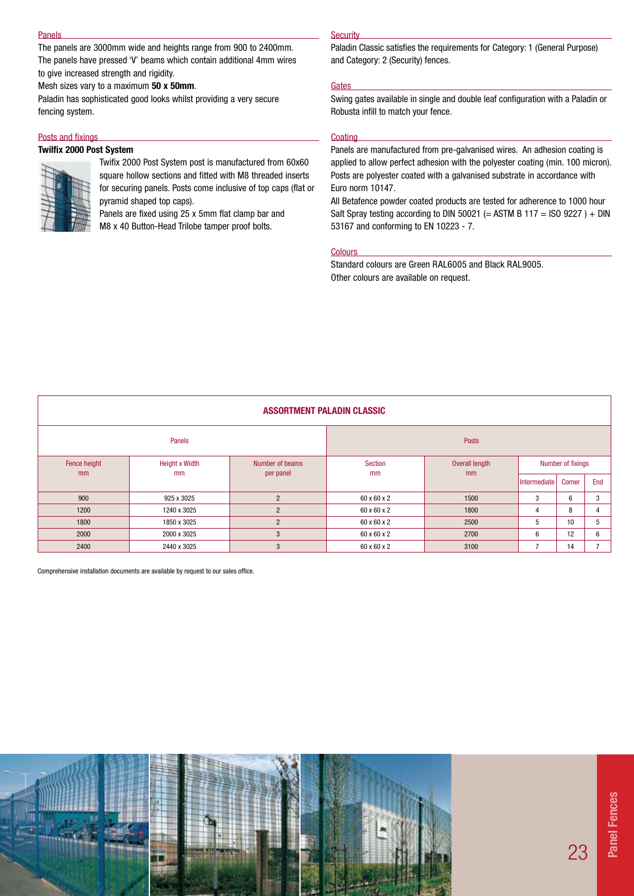## Panels

The panels are 3000mm wide and heights range from 900 to 2400mm. The panels have pressed 'V' beams which contain additional 4mm wires to give increased strength and rigidity.

Mesh sizes vary to a maximum **50 x 50mm**.

Paladin has sophisticated good looks whilst providing a very secure fencing system.

## Posts and fixings

**Twilfix 2000 Post System**

Twifix 2000 Post System post is manufactured from 60x60 square hollow sections and fitted with M8 threaded inserts for securing panels. Posts come inclusive of top caps (flat or pyramid shaped top caps).

Panels are fixed using 25 x 5mm flat clamp bar and M8 x 40 Button-Head Trilobe tamper proof bolts.

## Security

Paladin Classic satisfies the requirements for Category: 1 (General Purpose) and Category: 2 (Security) fences.

## Gates

Swing gates available in single and double leaf configuration with a Paladin or Robusta infill to match your fence.

## Coating

Panels are manufactured from pre-galvanised wires. An adhesion coating is applied to allow perfect adhesion with the polyester coating (min. 100 micron). Posts are polyester coated with a galvanised substrate in accordance with Euro norm 10147.

All Betafence powder coated products are tested for adherence to 1000 hour Salt Spray testing according to DIN 50021 (= ASTM B 117 = ISO 9227 ) + DIN 53167 and conforming to EN 10223 - 7.

## Colours

Standard colours are Green RAL6005 and Black RAL9005.
Other colours are available on request.

**ASSORTMENT PALADIN CLASSIC**

| Panels | | | Posts | | | | |
|---|---|---|---|---|---|---|---|
| Fence height mm | Height x Width mm | Number of beams per panel | Section mm | Overall length mm | Number of fixings | | |
| | | | | | Intermediate | Corner | End |
| 900 | 925 x 3025 | 2 | 60 x 60 x 2 | 1500 | 3 | 6 | 3 |
| 1200 | 1240 x 3025 | 2 | 60 x 60 x 2 | 1800 | 4 | 8 | 4 |
| 1800 | 1850 x 3025 | 2 | 60 x 60 x 2 | 2500 | 5 | 10 | 5 |
| 2000 | 2000 x 3025 | 3 | 60 x 60 x 2 | 2700 | 6 | 12 | 6 |
| 2400 | 2440 x 3025 | 3 | 60 x 60 x 2 | 3100 | 7 | 14 | 7 |

Comprehensive installation documents are available by request to our sales office.